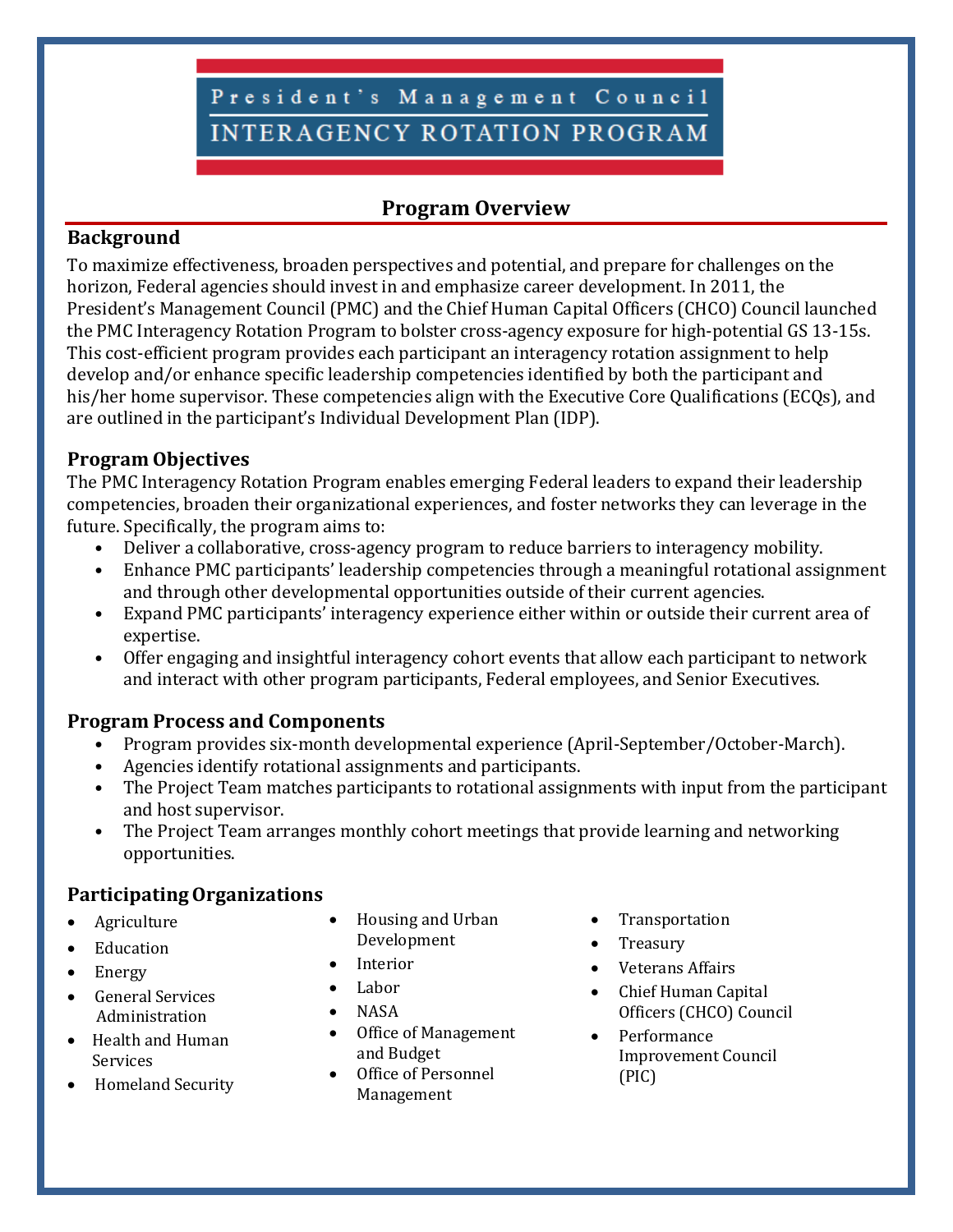# President's Management Council
# INTERAGENCY ROTATION PROGRAM

## Program Overview

### Background

To maximize effectiveness, broaden perspectives and potential, and prepare for challenges on the horizon, Federal agencies should invest in and emphasize career development. In 2011, the President's Management Council (PMC) and the Chief Human Capital Officers (CHCO) Council launched the PMC Interagency Rotation Program to bolster cross-agency exposure for high-potential GS 13-15s. This cost-efficient program provides each participant an interagency rotation assignment to help develop and/or enhance specific leadership competencies identified by both the participant and his/her home supervisor. These competencies align with the Executive Core Qualifications (ECQs), and are outlined in the participant's Individual Development Plan (IDP).

### Program Objectives

The PMC Interagency Rotation Program enables emerging Federal leaders to expand their leadership competencies, broaden their organizational experiences, and foster networks they can leverage in the future. Specifically, the program aims to:

- Deliver a collaborative, cross-agency program to reduce barriers to interagency mobility.
- Enhance PMC participants' leadership competencies through a meaningful rotational assignment and through other developmental opportunities outside of their current agencies.
- Expand PMC participants' interagency experience either within or outside their current area of expertise.
- Offer engaging and insightful interagency cohort events that allow each participant to network and interact with other program participants, Federal employees, and Senior Executives.

### Program Process and Components

- Program provides six-month developmental experience (April-September/October-March).
- Agencies identify rotational assignments and participants.
- The Project Team matches participants to rotational assignments with input from the participant and host supervisor.
- The Project Team arranges monthly cohort meetings that provide learning and networking opportunities.

### Participating Organizations

- Agriculture
- Education
- Energy
- General Services Administration
- Health and Human Services
- Homeland Security
- Housing and Urban Development
- Interior
- Labor
- NASA
- Office of Management and Budget
- Office of Personnel Management
- Transportation
- Treasury
- Veterans Affairs
- Chief Human Capital Officers (CHCO) Council
- Performance Improvement Council (PIC)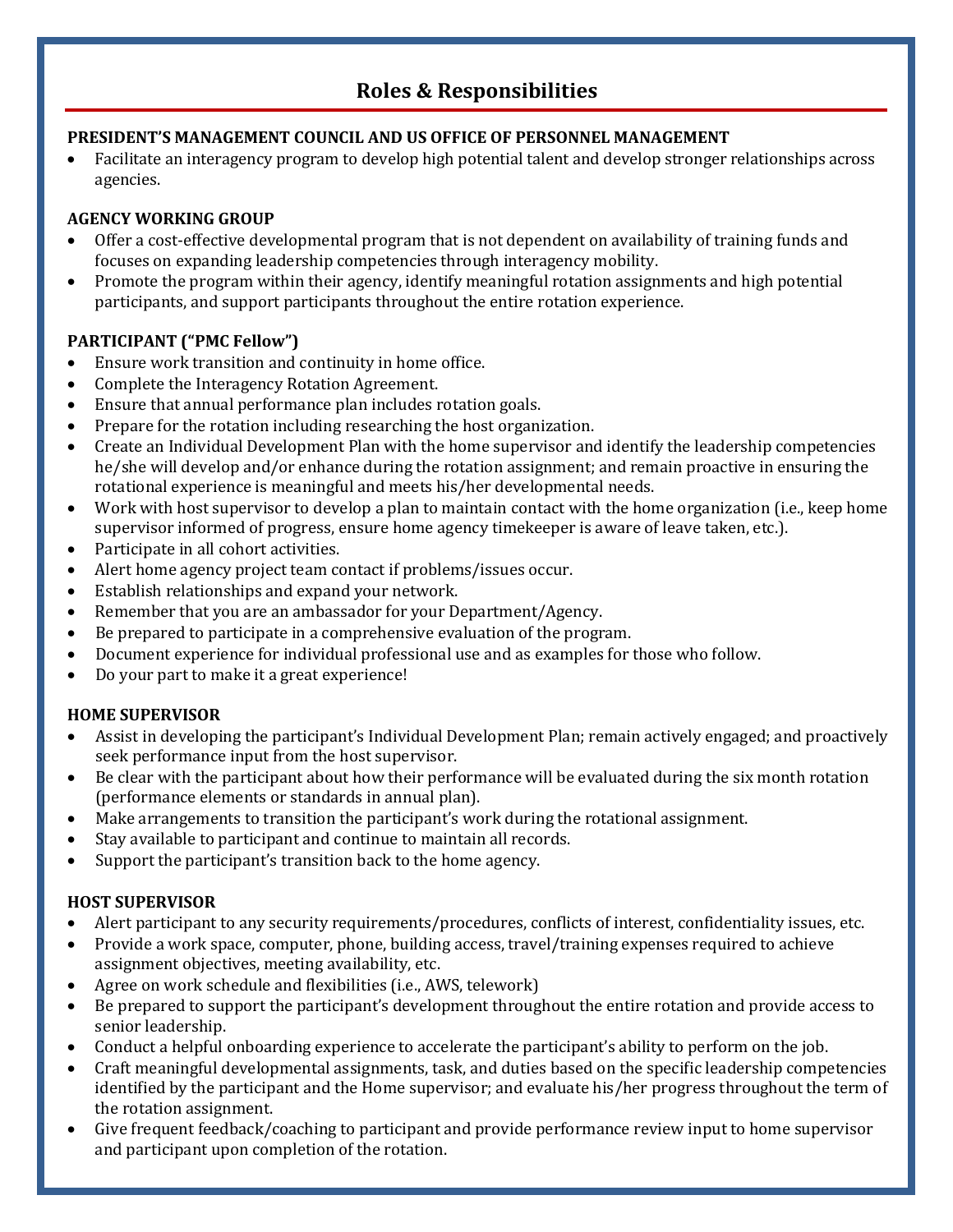# Roles & Responsibilities

**PRESIDENT'S MANAGEMENT COUNCIL AND US OFFICE OF PERSONNEL MANAGEMENT**

- Facilitate an interagency program to develop high potential talent and develop stronger relationships across agencies.

**AGENCY WORKING GROUP**

- Offer a cost-effective developmental program that is not dependent on availability of training funds and focuses on expanding leadership competencies through interagency mobility.
- Promote the program within their agency, identify meaningful rotation assignments and high potential participants, and support participants throughout the entire rotation experience.

**PARTICIPANT ("PMC Fellow")**

- Ensure work transition and continuity in home office.
- Complete the Interagency Rotation Agreement.
- Ensure that annual performance plan includes rotation goals.
- Prepare for the rotation including researching the host organization.
- Create an Individual Development Plan with the home supervisor and identify the leadership competencies he/she will develop and/or enhance during the rotation assignment; and remain proactive in ensuring the rotational experience is meaningful and meets his/her developmental needs.
- Work with host supervisor to develop a plan to maintain contact with the home organization (i.e., keep home supervisor informed of progress, ensure home agency timekeeper is aware of leave taken, etc.).
- Participate in all cohort activities.
- Alert home agency project team contact if problems/issues occur.
- Establish relationships and expand your network.
- Remember that you are an ambassador for your Department/Agency.
- Be prepared to participate in a comprehensive evaluation of the program.
- Document experience for individual professional use and as examples for those who follow.
- Do your part to make it a great experience!

**HOME SUPERVISOR**

- Assist in developing the participant's Individual Development Plan; remain actively engaged; and proactively seek performance input from the host supervisor.
- Be clear with the participant about how their performance will be evaluated during the six month rotation (performance elements or standards in annual plan).
- Make arrangements to transition the participant's work during the rotational assignment.
- Stay available to participant and continue to maintain all records.
- Support the participant's transition back to the home agency.

**HOST SUPERVISOR**

- Alert participant to any security requirements/procedures, conflicts of interest, confidentiality issues, etc.
- Provide a work space, computer, phone, building access, travel/training expenses required to achieve assignment objectives, meeting availability, etc.
- Agree on work schedule and flexibilities (i.e., AWS, telework)
- Be prepared to support the participant's development throughout the entire rotation and provide access to senior leadership.
- Conduct a helpful onboarding experience to accelerate the participant's ability to perform on the job.
- Craft meaningful developmental assignments, task, and duties based on the specific leadership competencies identified by the participant and the Home supervisor; and evaluate his/her progress throughout the term of the rotation assignment.
- Give frequent feedback/coaching to participant and provide performance review input to home supervisor and participant upon completion of the rotation.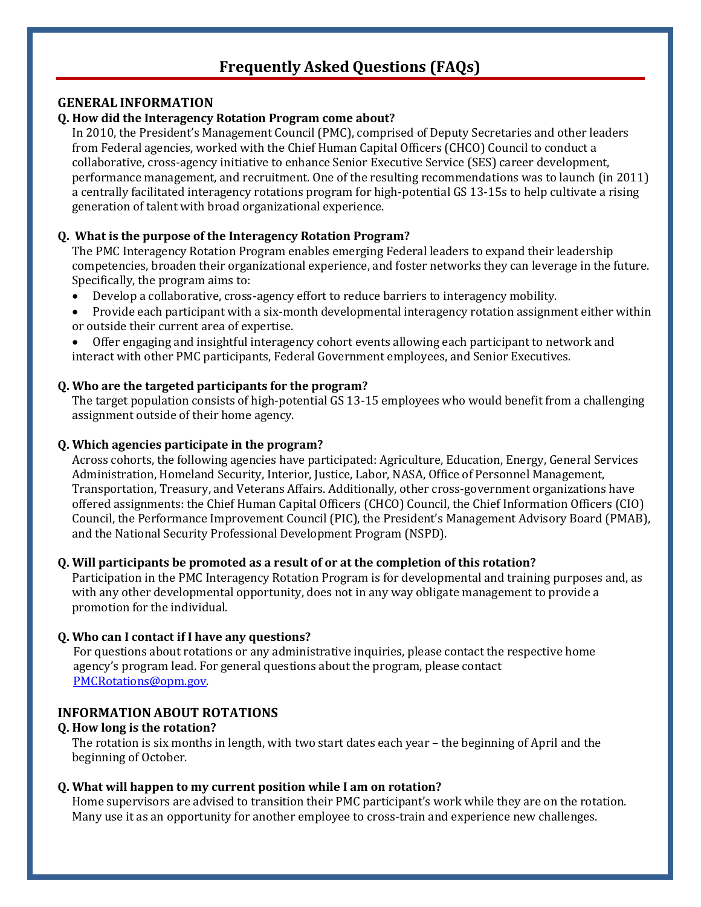# Frequently Asked Questions (FAQs)

## GENERAL INFORMATION

**Q. How did the Interagency Rotation Program come about?**

In 2010, the President's Management Council (PMC), comprised of Deputy Secretaries and other leaders from Federal agencies, worked with the Chief Human Capital Officers (CHCO) Council to conduct a collaborative, cross-agency initiative to enhance Senior Executive Service (SES) career development, performance management, and recruitment. One of the resulting recommendations was to launch (in 2011) a centrally facilitated interagency rotations program for high-potential GS 13-15s to help cultivate a rising generation of talent with broad organizational experience.

**Q. What is the purpose of the Interagency Rotation Program?**

The PMC Interagency Rotation Program enables emerging Federal leaders to expand their leadership competencies, broaden their organizational experience, and foster networks they can leverage in the future. Specifically, the program aims to:

- Develop a collaborative, cross-agency effort to reduce barriers to interagency mobility.
- Provide each participant with a six-month developmental interagency rotation assignment either within or outside their current area of expertise.
- Offer engaging and insightful interagency cohort events allowing each participant to network and interact with other PMC participants, Federal Government employees, and Senior Executives.

**Q. Who are the targeted participants for the program?**

The target population consists of high-potential GS 13-15 employees who would benefit from a challenging assignment outside of their home agency.

**Q. Which agencies participate in the program?**

Across cohorts, the following agencies have participated: Agriculture, Education, Energy, General Services Administration, Homeland Security, Interior, Justice, Labor, NASA, Office of Personnel Management, Transportation, Treasury, and Veterans Affairs. Additionally, other cross-government organizations have offered assignments: the Chief Human Capital Officers (CHCO) Council, the Chief Information Officers (CIO) Council, the Performance Improvement Council (PIC), the President's Management Advisory Board (PMAB), and the National Security Professional Development Program (NSPD).

**Q. Will participants be promoted as a result of or at the completion of this rotation?**

Participation in the PMC Interagency Rotation Program is for developmental and training purposes and, as with any other developmental opportunity, does not in any way obligate management to provide a promotion for the individual.

**Q. Who can I contact if I have any questions?**

For questions about rotations or any administrative inquiries, please contact the respective home agency's program lead. For general questions about the program, please contact PMCRotations@opm.gov.

## INFORMATION ABOUT ROTATIONS

**Q. How long is the rotation?**

The rotation is six months in length, with two start dates each year – the beginning of April and the beginning of October.

**Q. What will happen to my current position while I am on rotation?**

Home supervisors are advised to transition their PMC participant's work while they are on the rotation. Many use it as an opportunity for another employee to cross-train and experience new challenges.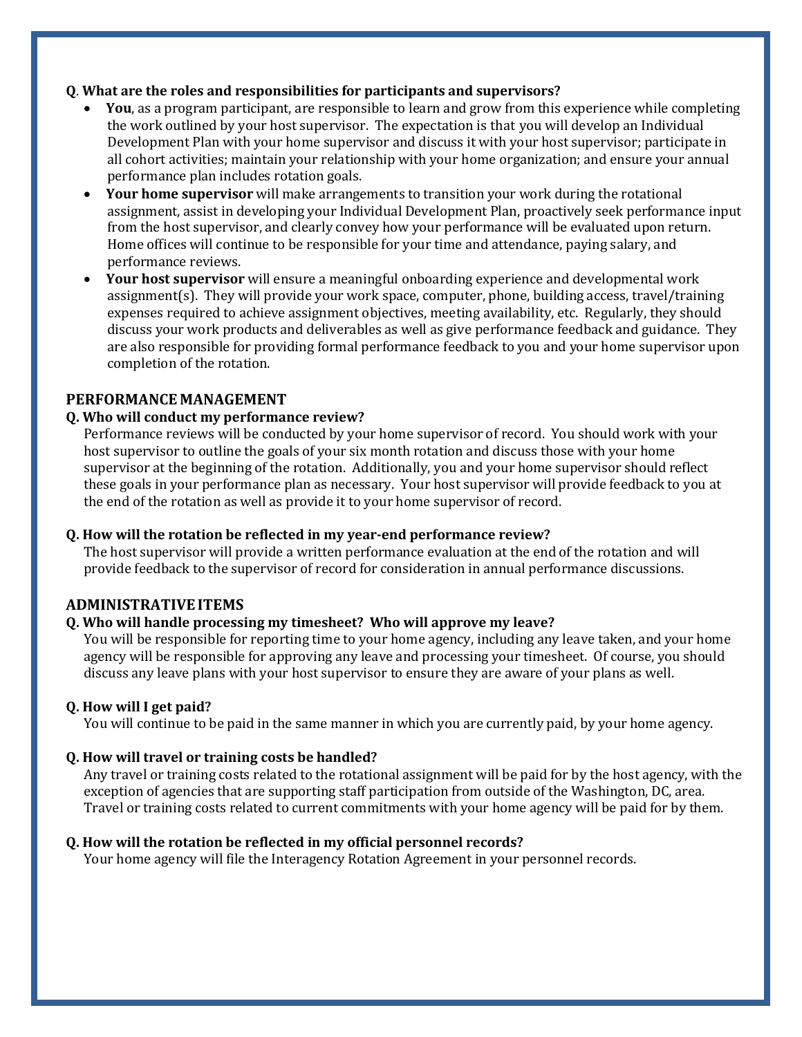**Q**. **What are the roles and responsibilities for participants and supervisors?**

- **You**, as a program participant, are responsible to learn and grow from this experience while completing the work outlined by your host supervisor. The expectation is that you will develop an Individual Development Plan with your home supervisor and discuss it with your host supervisor; participate in all cohort activities; maintain your relationship with your home organization; and ensure your annual performance plan includes rotation goals.
- **Your home supervisor** will make arrangements to transition your work during the rotational assignment, assist in developing your Individual Development Plan, proactively seek performance input from the host supervisor, and clearly convey how your performance will be evaluated upon return. Home offices will continue to be responsible for your time and attendance, paying salary, and performance reviews.
- **Your host supervisor** will ensure a meaningful onboarding experience and developmental work assignment(s). They will provide your work space, computer, phone, building access, travel/training expenses required to achieve assignment objectives, meeting availability, etc. Regularly, they should discuss your work products and deliverables as well as give performance feedback and guidance. They are also responsible for providing formal performance feedback to you and your home supervisor upon completion of the rotation.

## PERFORMANCE MANAGEMENT

**Q. Who will conduct my performance review?**

Performance reviews will be conducted by your home supervisor of record. You should work with your host supervisor to outline the goals of your six month rotation and discuss those with your home supervisor at the beginning of the rotation. Additionally, you and your home supervisor should reflect these goals in your performance plan as necessary. Your host supervisor will provide feedback to you at the end of the rotation as well as provide it to your home supervisor of record.

**Q. How will the rotation be reflected in my year-end performance review?**

The host supervisor will provide a written performance evaluation at the end of the rotation and will provide feedback to the supervisor of record for consideration in annual performance discussions.

## ADMINISTRATIVE ITEMS

**Q. Who will handle processing my timesheet? Who will approve my leave?**

You will be responsible for reporting time to your home agency, including any leave taken, and your home agency will be responsible for approving any leave and processing your timesheet. Of course, you should discuss any leave plans with your host supervisor to ensure they are aware of your plans as well.

**Q. How will I get paid?**

You will continue to be paid in the same manner in which you are currently paid, by your home agency.

**Q. How will travel or training costs be handled?**

Any travel or training costs related to the rotational assignment will be paid for by the host agency, with the exception of agencies that are supporting staff participation from outside of the Washington, DC, area. Travel or training costs related to current commitments with your home agency will be paid for by them.

**Q. How will the rotation be reflected in my official personnel records?**

Your home agency will file the Interagency Rotation Agreement in your personnel records.